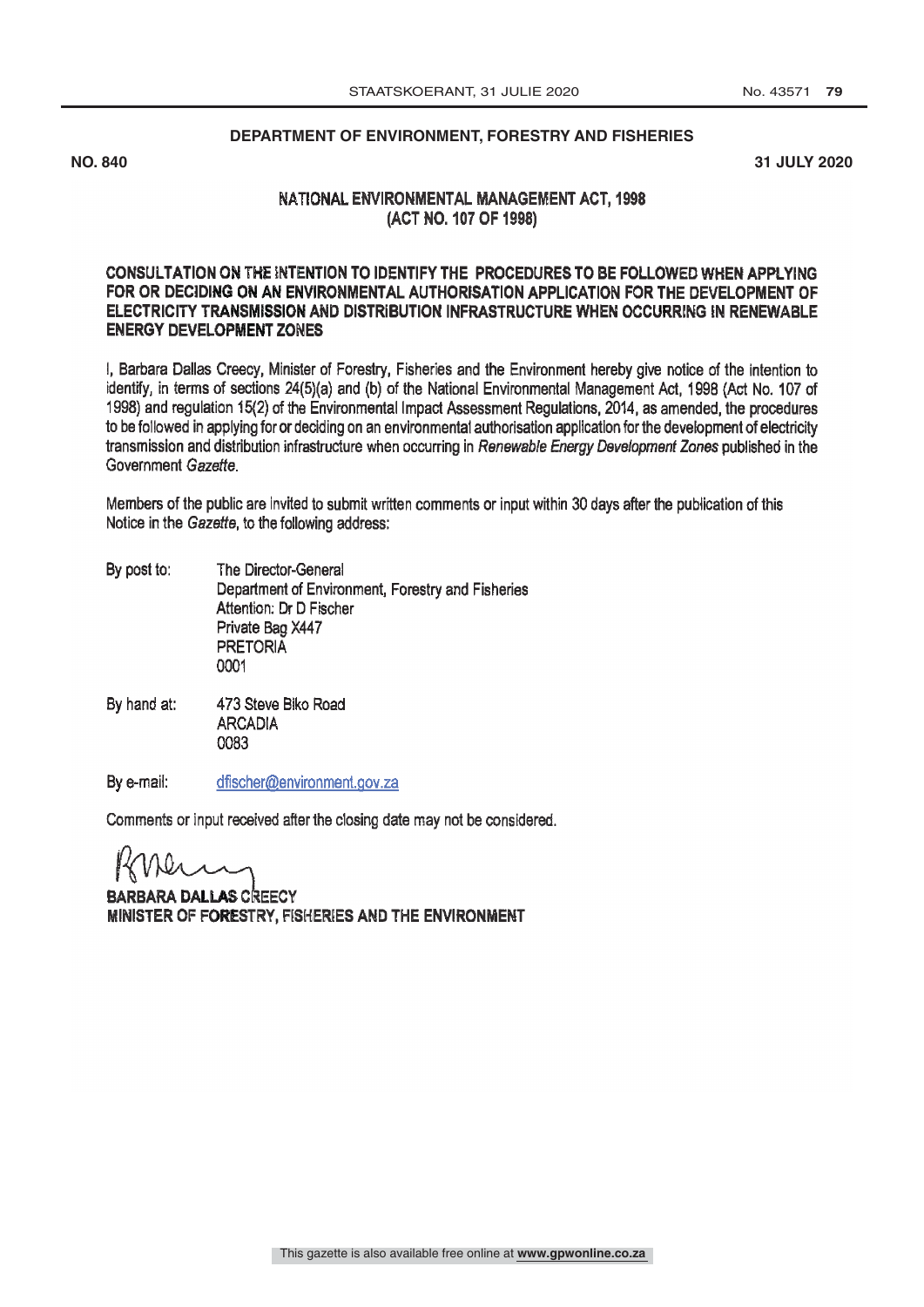**DEPARTMENT OF ENVIRONMENT, FORESTRY AND FISHERIES**

**NO. 840** **31 JULY 2020**

## NATIONAL ENVIRONMENTAL MANAGEMENT ACT, 1998 (ACT NO. 107 OF 1998)

### CONSULTATION ON THE INTENTION TO IDENTIFY THE PROCEDURES TO BE FOLLOWED WHEN APPLYING FOR OR DECIDING ON AN ENVIRONMENTAL AUTHORISATION APPLICATION FOR THE DEVELOPMENT OF ELECTRICITY TRANSMISSION AND DISTRIBUTION INFRASTRUCTURE WHEN OCCURRING IN RENEWABLE ENERGY DEVELOPMENT ZONES

I, Barbara Dallas Creecy, Minister of Forestry, Fisheries and the Environment hereby give notice of the intention to identify, in terms of sections 24(5)(a) and (b) of the National Environmental Management Act, 1998 (Act No. 107 of 1998) and regulation 15(2) of the Environmental Impact Assessment Regulations, 2014, as amended, the procedures to be followed in applying for or deciding on an environmental authorisation application for the development of electricity transmission and distribution infrastructure when occurring in *Renewable Energy Development Zones* published in the Government *Gazette*.

Members of the public are invited to submit written comments or input within 30 days after the publication of this Notice in the *Gazette*, to the following address:

By post to: The Director-General
Department of Environment, Forestry and Fisheries
Attention: Dr D Fischer
Private Bag X447
PRETORIA
0001

By hand at: 473 Steve Biko Road
ARCADIA
0083

By e-mail: dfischer@environment.gov.za

Comments or input received after the closing date may not be considered.

**BARBARA DALLAS CREECY**
**MINISTER OF FORESTRY, FISHERIES AND THE ENVIRONMENT**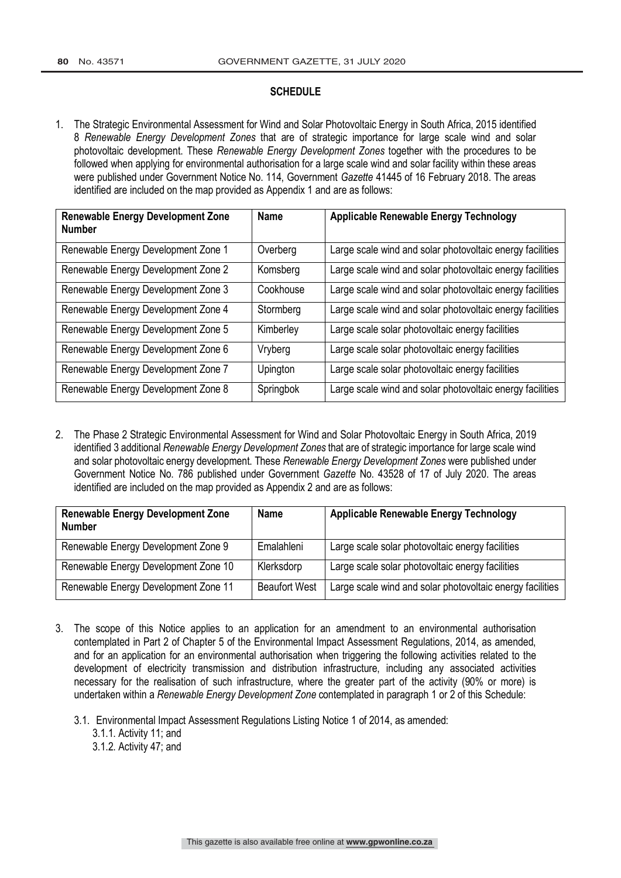## SCHEDULE

1. The Strategic Environmental Assessment for Wind and Solar Photovoltaic Energy in South Africa, 2015 identified 8 *Renewable Energy Development Zones* that are of strategic importance for large scale wind and solar photovoltaic development. These *Renewable Energy Development Zones* together with the procedures to be followed when applying for environmental authorisation for a large scale wind and solar facility within these areas were published under Government Notice No. 114, Government *Gazette* 41445 of 16 February 2018. The areas identified are included on the map provided as Appendix 1 and are as follows:

| Renewable Energy Development Zone Number | Name | Applicable Renewable Energy Technology |
|---|---|---|
| Renewable Energy Development Zone 1 | Overberg | Large scale wind and solar photovoltaic energy facilities |
| Renewable Energy Development Zone 2 | Komsberg | Large scale wind and solar photovoltaic energy facilities |
| Renewable Energy Development Zone 3 | Cookhouse | Large scale wind and solar photovoltaic energy facilities |
| Renewable Energy Development Zone 4 | Stormberg | Large scale wind and solar photovoltaic energy facilities |
| Renewable Energy Development Zone 5 | Kimberley | Large scale solar photovoltaic energy facilities |
| Renewable Energy Development Zone 6 | Vryberg | Large scale solar photovoltaic energy facilities |
| Renewable Energy Development Zone 7 | Upington | Large scale solar photovoltaic energy facilities |
| Renewable Energy Development Zone 8 | Springbok | Large scale wind and solar photovoltaic energy facilities |

2. The Phase 2 Strategic Environmental Assessment for Wind and Solar Photovoltaic Energy in South Africa, 2019 identified 3 additional *Renewable Energy Development Zones* that are of strategic importance for large scale wind and solar photovoltaic energy development. These *Renewable Energy Development Zones* were published under Government Notice No. 786 published under Government *Gazette* No. 43528 of 17 of July 2020. The areas identified are included on the map provided as Appendix 2 and are as follows:

| Renewable Energy Development Zone Number | Name | Applicable Renewable Energy Technology |
|---|---|---|
| Renewable Energy Development Zone 9 | Emalahleni | Large scale solar photovoltaic energy facilities |
| Renewable Energy Development Zone 10 | Klerksdorp | Large scale solar photovoltaic energy facilities |
| Renewable Energy Development Zone 11 | Beaufort West | Large scale wind and solar photovoltaic energy facilities |

3. The scope of this Notice applies to an application for an amendment to an environmental authorisation contemplated in Part 2 of Chapter 5 of the Environmental Impact Assessment Regulations, 2014, as amended, and for an application for an environmental authorisation when triggering the following activities related to the development of electricity transmission and distribution infrastructure, including any associated activities necessary for the realisation of such infrastructure, where the greater part of the activity (90% or more) is undertaken within a *Renewable Energy Development Zone* contemplated in paragraph 1 or 2 of this Schedule:

   3.1. Environmental Impact Assessment Regulations Listing Notice 1 of 2014, as amended:
      3.1.1. Activity 11; and
      3.1.2. Activity 47; and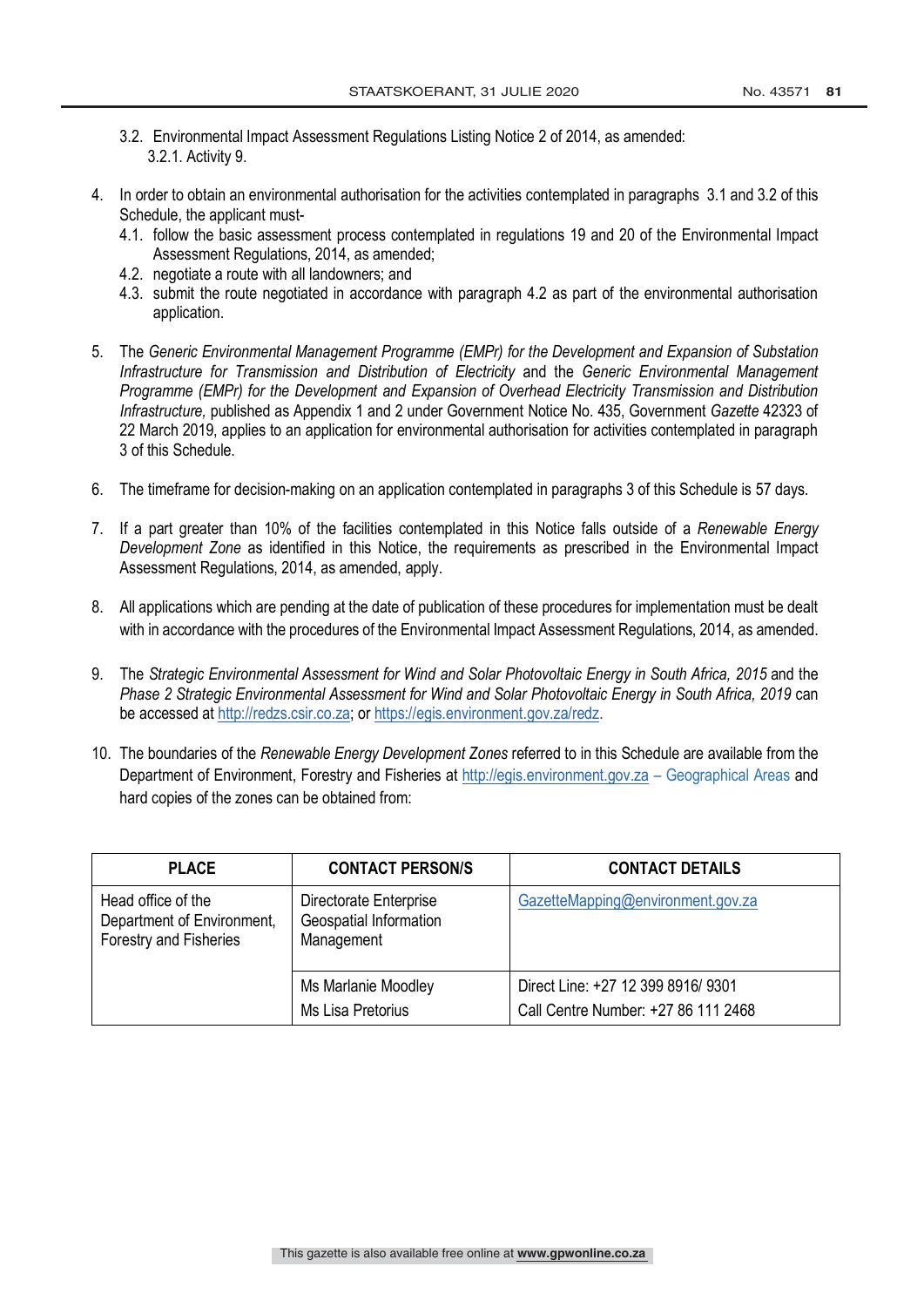3.2. Environmental Impact Assessment Regulations Listing Notice 2 of 2014, as amended:
   3.2.1. Activity 9.

4. In order to obtain an environmental authorisation for the activities contemplated in paragraphs 3.1 and 3.2 of this Schedule, the applicant must-
   4.1. follow the basic assessment process contemplated in regulations 19 and 20 of the Environmental Impact Assessment Regulations, 2014, as amended;
   4.2. negotiate a route with all landowners; and
   4.3. submit the route negotiated in accordance with paragraph 4.2 as part of the environmental authorisation application.

5. The *Generic Environmental Management Programme (EMPr) for the Development and Expansion of Substation Infrastructure for Transmission and Distribution of Electricity* and the *Generic Environmental Management Programme (EMPr) for the Development and Expansion of Overhead Electricity Transmission and Distribution Infrastructure,* published as Appendix 1 and 2 under Government Notice No. 435, Government *Gazette* 42323 of 22 March 2019, applies to an application for environmental authorisation for activities contemplated in paragraph 3 of this Schedule.

6. The timeframe for decision-making on an application contemplated in paragraphs 3 of this Schedule is 57 days.

7. If a part greater than 10% of the facilities contemplated in this Notice falls outside of a *Renewable Energy Development Zone* as identified in this Notice, the requirements as prescribed in the Environmental Impact Assessment Regulations, 2014, as amended, apply.

8. All applications which are pending at the date of publication of these procedures for implementation must be dealt with in accordance with the procedures of the Environmental Impact Assessment Regulations, 2014, as amended.

9. The *Strategic Environmental Assessment for Wind and Solar Photovoltaic Energy in South Africa, 2015* and the *Phase 2 Strategic Environmental Assessment for Wind and Solar Photovoltaic Energy in South Africa, 2019* can be accessed at http://redzs.csir.co.za; or https://egis.environment.gov.za/redz.

10. The boundaries of the *Renewable Energy Development Zones* referred to in this Schedule are available from the Department of Environment, Forestry and Fisheries at http://egis.environment.gov.za – Geographical Areas and hard copies of the zones can be obtained from:

| PLACE | CONTACT PERSON/S | CONTACT DETAILS |
|---|---|---|
| Head office of the Department of Environment, Forestry and Fisheries | Directorate Enterprise Geospatial Information Management | GazetteMapping@environment.gov.za |
| | Ms Marlanie Moodley<br>Ms Lisa Pretorius | Direct Line: +27 12 399 8916/ 9301<br>Call Centre Number: +27 86 111 2468 |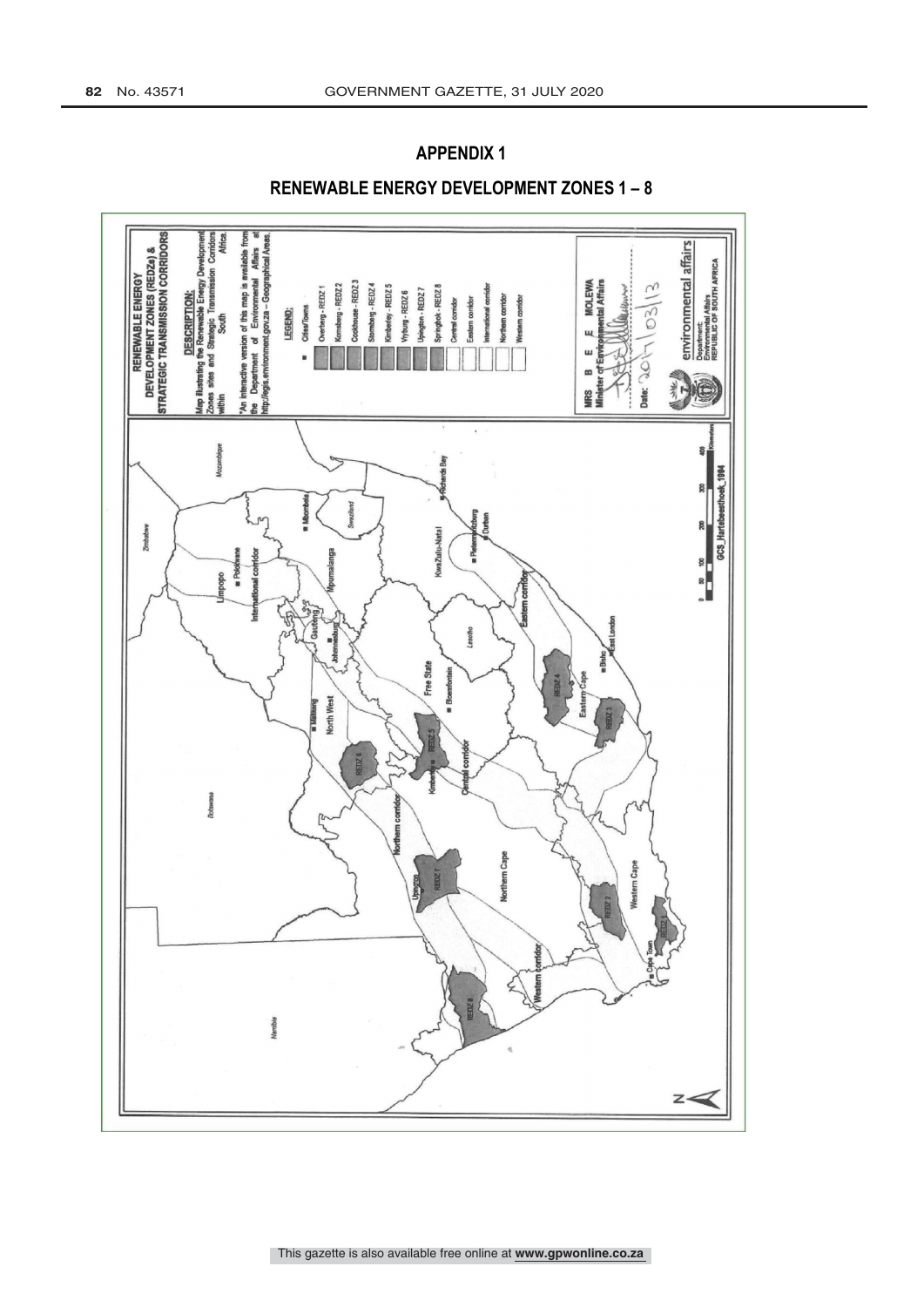# APPENDIX 1

## RENEWABLE ENERGY DEVELOPMENT ZONES 1 – 8

**RENEWABLE ENERGY DEVELOPMENT ZONES (REDZs) & STRATEGIC TRANSMISSION CORRIDORS**

**DESCRIPTION:**

Map illustrating the Renewable Energy Development Zones sites and Strategic Transmission Corridors within South Africa.

*An interactive version of this map is available from the Department of Environmental Affairs at http://egis.environment.gov.za – Geographical Areas.

**LEGEND:**

- Cities/Towns
- Overberg - REDZ 1
- Komsberg - REDZ 2
- Cookhouse - REDZ 3
- Stormberg - REDZ 4
- Kimberley - REDZ 5
- Vryburg - REDZ 6
- Upington - REDZ 7
- Springbok - REDZ 8
- Central corridor
- Eastern corridor
- International corridor
- Northern corridor
- Western corridor

MRS B E E MOLEWA
Minister of Environmental Affairs

Date: 2017/03/13

environmental affairs
Department: Environmental Affairs
REPUBLIC OF SOUTH AFRICA

GCS_Hartebeesthoek_1994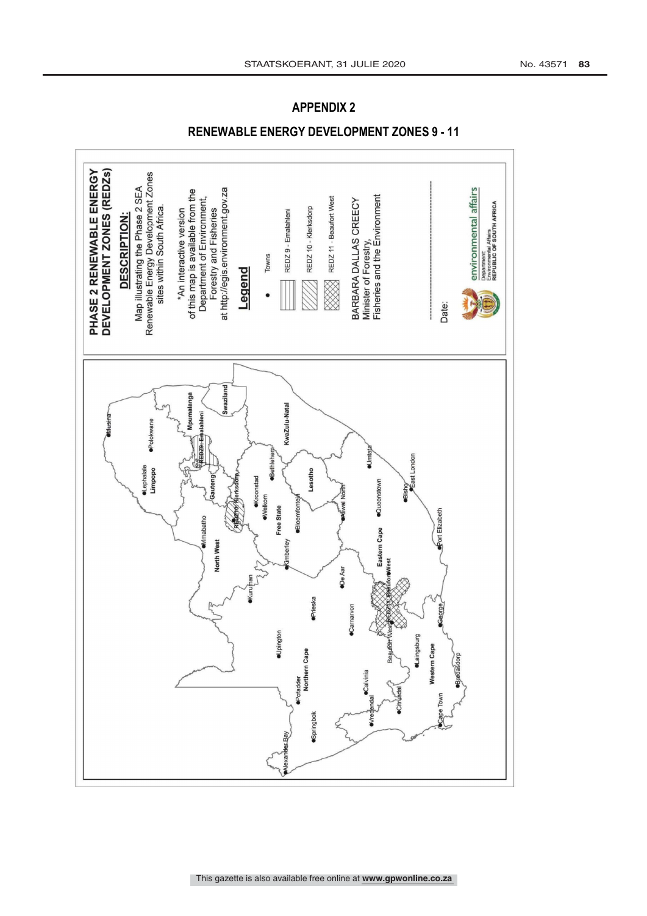## APPENDIX 2

## RENEWABLE ENERGY DEVELOPMENT ZONES 9 - 11

**PHASE 2 RENEWABLE ENERGY DEVELOPMENT ZONES (REDZs)**

**DESCRIPTION:**

Map illustrating the Phase 2 SEA Renewable Energy Development Zones sites within South Africa.

*An interactive version of this map is available from the Department of Environment, Forestry and Fisheries at http://egis.environment.gov.za

**Legend**

- Towns
- REDZ 9 - Emalahleni
- REDZ 10 - Klerksdorp
- REDZ 11 - Beaufort West

BARBARA DALLAS CREECY
Minister of Forestry, Fisheries and the Environment

Date:

environmental affairs
Department: Environmental Affairs
REPUBLIC OF SOUTH AFRICA

Musina
Polokwane
Lephalale
Limpopo
Mpumalanga
REDZ9- Emalahleni
Swaziland
Gauteng
Mmabatho
North West
REDZ10- Klerksdorp
Kroonstad
Welkom
Bethlehem
KwaZulu-Natal
Free State
Bloemfontein
Lesotho
Umtata
Kimberley
Kuruman
Aliwal North
Queenstown
Bisho
East London
De Aar
Eastern Cape
Beaufort West
REDZ11- Beaufort West
Port Elizabeth
Prieska
Upington
Carnarvon
Northern Cape
Pofadder
George
Laingsburg
Calvinia
Western Cape
Bredasdorp
Vredendal
Citrusdal
Springbok
Cape Town
Alexander Bay